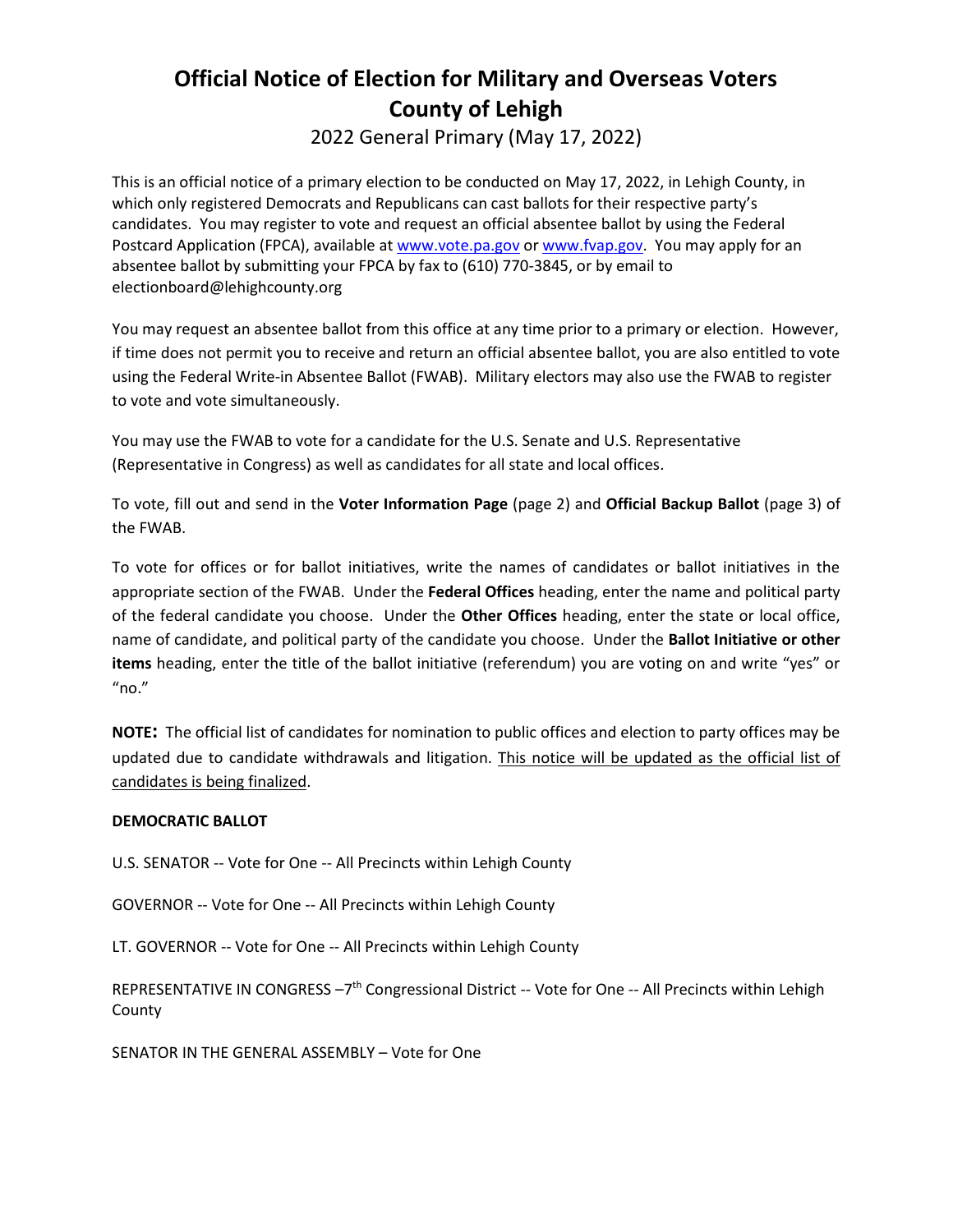# Official Notice of Election for Military and Overseas Voters
# County of Lehigh

## 2022 General Primary (May 17, 2022)

This is an official notice of a primary election to be conducted on May 17, 2022, in Lehigh County, in which only registered Democrats and Republicans can cast ballots for their respective party's candidates. You may register to vote and request an official absentee ballot by using the Federal Postcard Application (FPCA), available at www.vote.pa.gov or www.fvap.gov. You may apply for an absentee ballot by submitting your FPCA by fax to (610) 770-3845, or by email to electionboard@lehighcounty.org

You may request an absentee ballot from this office at any time prior to a primary or election. However, if time does not permit you to receive and return an official absentee ballot, you are also entitled to vote using the Federal Write-in Absentee Ballot (FWAB). Military electors may also use the FWAB to register to vote and vote simultaneously.

You may use the FWAB to vote for a candidate for the U.S. Senate and U.S. Representative (Representative in Congress) as well as candidates for all state and local offices.

To vote, fill out and send in the **Voter Information Page** (page 2) and **Official Backup Ballot** (page 3) of the FWAB.

To vote for offices or for ballot initiatives, write the names of candidates or ballot initiatives in the appropriate section of the FWAB. Under the **Federal Offices** heading, enter the name and political party of the federal candidate you choose. Under the **Other Offices** heading, enter the state or local office, name of candidate, and political party of the candidate you choose. Under the **Ballot Initiative or other items** heading, enter the title of the ballot initiative (referendum) you are voting on and write "yes" or "no."

**NOTE:** The official list of candidates for nomination to public offices and election to party offices may be updated due to candidate withdrawals and litigation. This notice will be updated as the official list of candidates is being finalized.

**DEMOCRATIC BALLOT**

U.S. SENATOR -- Vote for One -- All Precincts within Lehigh County

GOVERNOR -- Vote for One -- All Precincts within Lehigh County

LT. GOVERNOR -- Vote for One -- All Precincts within Lehigh County

REPRESENTATIVE IN CONGRESS –7th Congressional District -- Vote for One -- All Precincts within Lehigh County

SENATOR IN THE GENERAL ASSEMBLY – Vote for One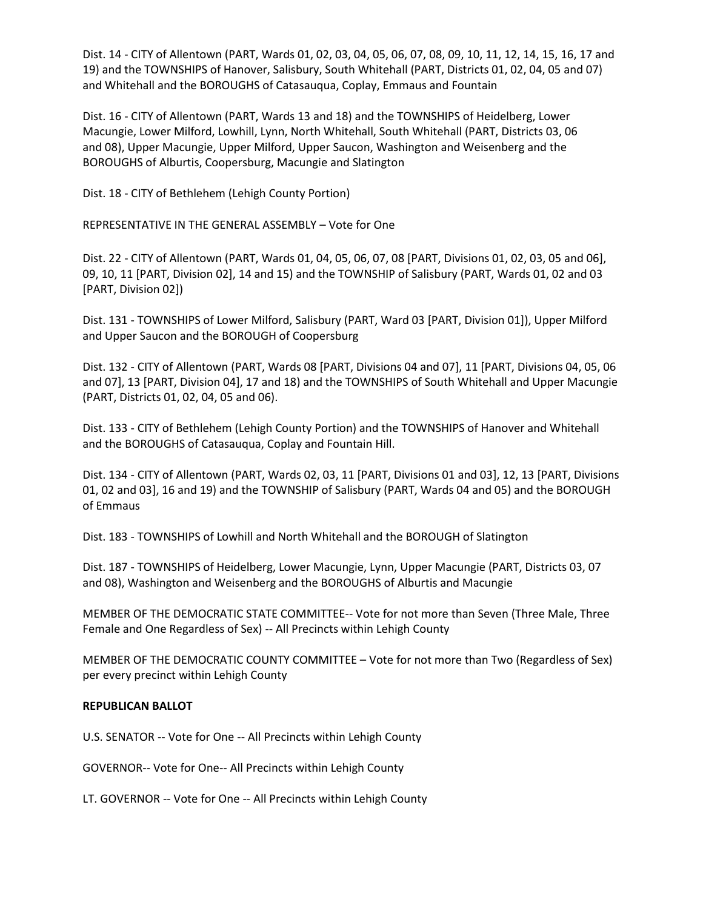Dist. 14 - CITY of Allentown (PART, Wards 01, 02, 03, 04, 05, 06, 07, 08, 09, 10, 11, 12, 14, 15, 16, 17 and 19) and the TOWNSHIPS of Hanover, Salisbury, South Whitehall (PART, Districts 01, 02, 04, 05 and 07) and Whitehall and the BOROUGHS of Catasauqua, Coplay, Emmaus and Fountain

Dist. 16 - CITY of Allentown (PART, Wards 13 and 18) and the TOWNSHIPS of Heidelberg, Lower Macungie, Lower Milford, Lowhill, Lynn, North Whitehall, South Whitehall (PART, Districts 03, 06 and 08), Upper Macungie, Upper Milford, Upper Saucon, Washington and Weisenberg and the BOROUGHS of Alburtis, Coopersburg, Macungie and Slatington

Dist. 18 - CITY of Bethlehem (Lehigh County Portion)

REPRESENTATIVE IN THE GENERAL ASSEMBLY – Vote for One

Dist. 22 - CITY of Allentown (PART, Wards 01, 04, 05, 06, 07, 08 [PART, Divisions 01, 02, 03, 05 and 06], 09, 10, 11 [PART, Division 02], 14 and 15) and the TOWNSHIP of Salisbury (PART, Wards 01, 02 and 03 [PART, Division 02])

Dist. 131 - TOWNSHIPS of Lower Milford, Salisbury (PART, Ward 03 [PART, Division 01]), Upper Milford and Upper Saucon and the BOROUGH of Coopersburg

Dist. 132 - CITY of Allentown (PART, Wards 08 [PART, Divisions 04 and 07], 11 [PART, Divisions 04, 05, 06 and 07], 13 [PART, Division 04], 17 and 18) and the TOWNSHIPS of South Whitehall and Upper Macungie (PART, Districts 01, 02, 04, 05 and 06).

Dist. 133 - CITY of Bethlehem (Lehigh County Portion) and the TOWNSHIPS of Hanover and Whitehall and the BOROUGHS of Catasauqua, Coplay and Fountain Hill.

Dist. 134 - CITY of Allentown (PART, Wards 02, 03, 11 [PART, Divisions 01 and 03], 12, 13 [PART, Divisions 01, 02 and 03], 16 and 19) and the TOWNSHIP of Salisbury (PART, Wards 04 and 05) and the BOROUGH of Emmaus

Dist. 183 - TOWNSHIPS of Lowhill and North Whitehall and the BOROUGH of Slatington

Dist. 187 - TOWNSHIPS of Heidelberg, Lower Macungie, Lynn, Upper Macungie (PART, Districts 03, 07 and 08), Washington and Weisenberg and the BOROUGHS of Alburtis and Macungie

MEMBER OF THE DEMOCRATIC STATE COMMITTEE-- Vote for not more than Seven (Three Male, Three Female and One Regardless of Sex) -- All Precincts within Lehigh County

MEMBER OF THE DEMOCRATIC COUNTY COMMITTEE – Vote for not more than Two (Regardless of Sex) per every precinct within Lehigh County

**REPUBLICAN BALLOT**

U.S. SENATOR -- Vote for One -- All Precincts within Lehigh County

GOVERNOR-- Vote for One-- All Precincts within Lehigh County

LT. GOVERNOR -- Vote for One -- All Precincts within Lehigh County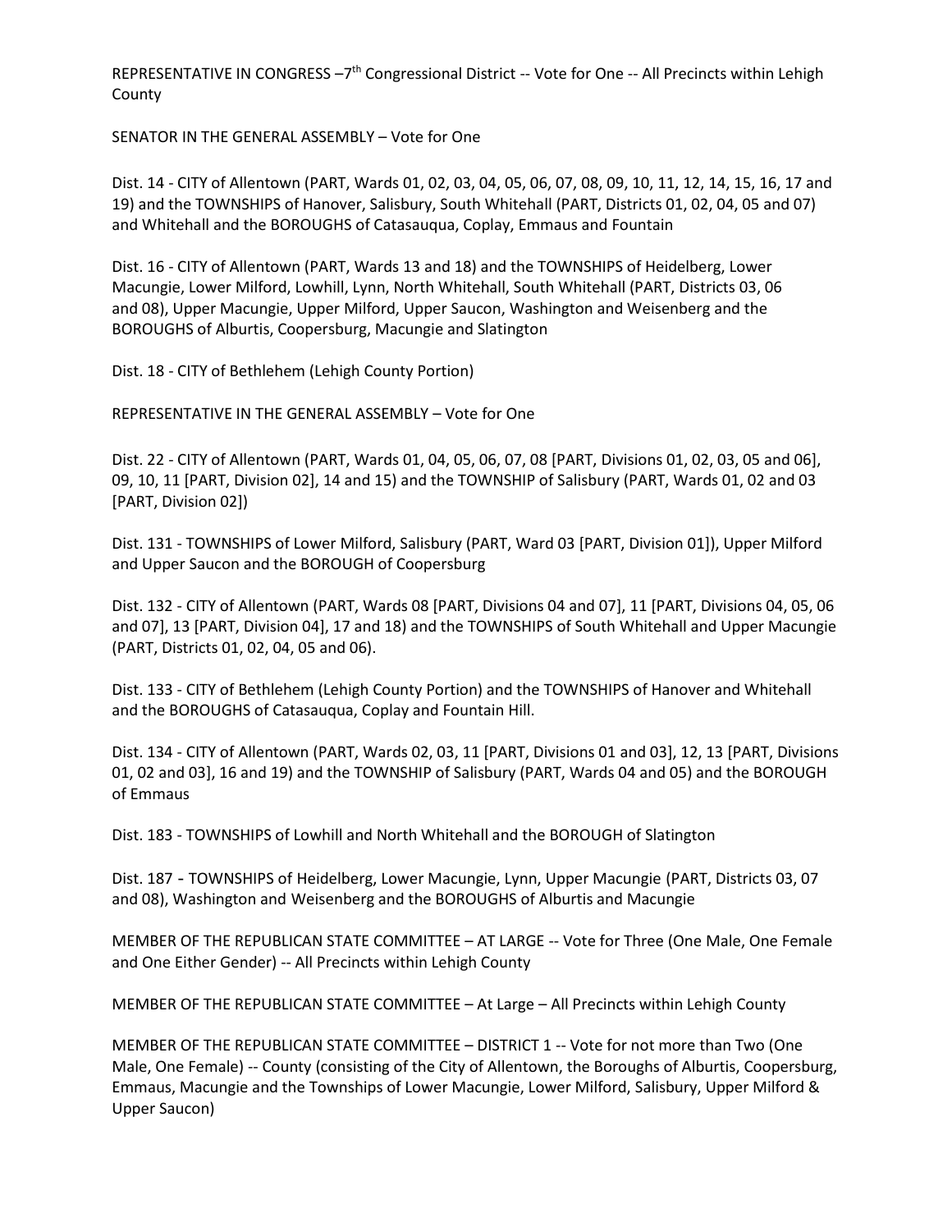REPRESENTATIVE IN CONGRESS –7th Congressional District -- Vote for One -- All Precincts within Lehigh County

SENATOR IN THE GENERAL ASSEMBLY – Vote for One

Dist. 14 - CITY of Allentown (PART, Wards 01, 02, 03, 04, 05, 06, 07, 08, 09, 10, 11, 12, 14, 15, 16, 17 and 19) and the TOWNSHIPS of Hanover, Salisbury, South Whitehall (PART, Districts 01, 02, 04, 05 and 07) and Whitehall and the BOROUGHS of Catasauqua, Coplay, Emmaus and Fountain

Dist. 16 - CITY of Allentown (PART, Wards 13 and 18) and the TOWNSHIPS of Heidelberg, Lower Macungie, Lower Milford, Lowhill, Lynn, North Whitehall, South Whitehall (PART, Districts 03, 06 and 08), Upper Macungie, Upper Milford, Upper Saucon, Washington and Weisenberg and the BOROUGHS of Alburtis, Coopersburg, Macungie and Slatington

Dist. 18 - CITY of Bethlehem (Lehigh County Portion)

REPRESENTATIVE IN THE GENERAL ASSEMBLY – Vote for One

Dist. 22 - CITY of Allentown (PART, Wards 01, 04, 05, 06, 07, 08 [PART, Divisions 01, 02, 03, 05 and 06], 09, 10, 11 [PART, Division 02], 14 and 15) and the TOWNSHIP of Salisbury (PART, Wards 01, 02 and 03 [PART, Division 02])

Dist. 131 - TOWNSHIPS of Lower Milford, Salisbury (PART, Ward 03 [PART, Division 01]), Upper Milford and Upper Saucon and the BOROUGH of Coopersburg

Dist. 132 - CITY of Allentown (PART, Wards 08 [PART, Divisions 04 and 07], 11 [PART, Divisions 04, 05, 06 and 07], 13 [PART, Division 04], 17 and 18) and the TOWNSHIPS of South Whitehall and Upper Macungie (PART, Districts 01, 02, 04, 05 and 06).

Dist. 133 - CITY of Bethlehem (Lehigh County Portion) and the TOWNSHIPS of Hanover and Whitehall and the BOROUGHS of Catasauqua, Coplay and Fountain Hill.

Dist. 134 - CITY of Allentown (PART, Wards 02, 03, 11 [PART, Divisions 01 and 03], 12, 13 [PART, Divisions 01, 02 and 03], 16 and 19) and the TOWNSHIP of Salisbury (PART, Wards 04 and 05) and the BOROUGH of Emmaus

Dist. 183 - TOWNSHIPS of Lowhill and North Whitehall and the BOROUGH of Slatington

Dist. 187 - TOWNSHIPS of Heidelberg, Lower Macungie, Lynn, Upper Macungie (PART, Districts 03, 07 and 08), Washington and Weisenberg and the BOROUGHS of Alburtis and Macungie

MEMBER OF THE REPUBLICAN STATE COMMITTEE – AT LARGE -- Vote for Three (One Male, One Female and One Either Gender) -- All Precincts within Lehigh County

MEMBER OF THE REPUBLICAN STATE COMMITTEE – At Large – All Precincts within Lehigh County

MEMBER OF THE REPUBLICAN STATE COMMITTEE – DISTRICT 1 -- Vote for not more than Two (One Male, One Female) -- County (consisting of the City of Allentown, the Boroughs of Alburtis, Coopersburg, Emmaus, Macungie and the Townships of Lower Macungie, Lower Milford, Salisbury, Upper Milford & Upper Saucon)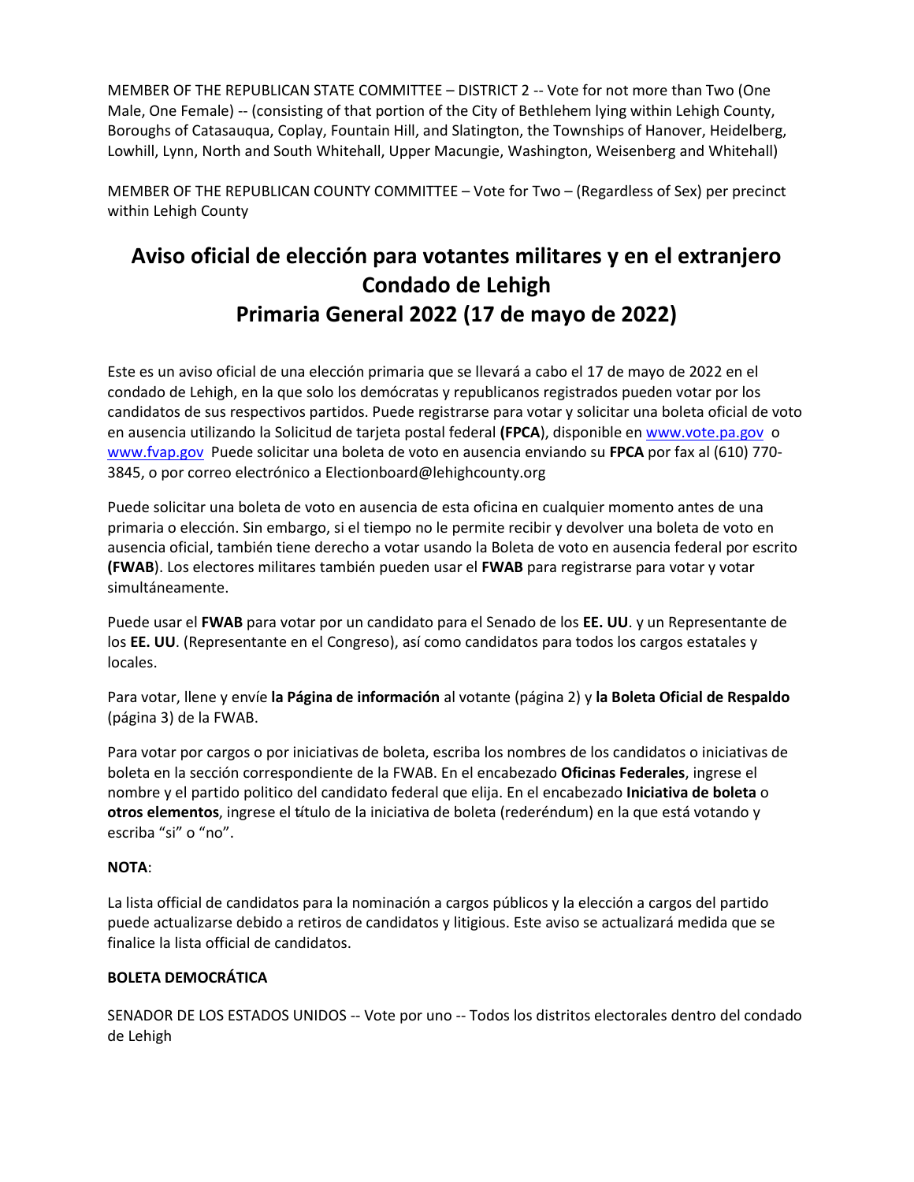MEMBER OF THE REPUBLICAN STATE COMMITTEE – DISTRICT 2 -- Vote for not more than Two (One Male, One Female) -- (consisting of that portion of the City of Bethlehem lying within Lehigh County, Boroughs of Catasauqua, Coplay, Fountain Hill, and Slatington, the Townships of Hanover, Heidelberg, Lowhill, Lynn, North and South Whitehall, Upper Macungie, Washington, Weisenberg and Whitehall)

MEMBER OF THE REPUBLICAN COUNTY COMMITTEE – Vote for Two – (Regardless of Sex) per precinct within Lehigh County

# Aviso oficial de elección para votantes militares y en el extranjero Condado de Lehigh Primaria General 2022 (17 de mayo de 2022)

Este es un aviso oficial de una elección primaria que se llevará a cabo el 17 de mayo de 2022 en el condado de Lehigh, en la que solo los demócratas y republicanos registrados pueden votar por los candidatos de sus respectivos partidos. Puede registrarse para votar y solicitar una boleta oficial de voto en ausencia utilizando la Solicitud de tarjeta postal federal **(FPCA**), disponible en [www.vote.pa.gov](http://www.vote.pa.gov) o [www.fvap.gov](http://www.fvap.gov) Puede solicitar una boleta de voto en ausencia enviando su **FPCA** por fax al (610) 770-3845, o por correo electrónico a Electionboard@lehighcounty.org

Puede solicitar una boleta de voto en ausencia de esta oficina en cualquier momento antes de una primaria o elección. Sin embargo, si el tiempo no le permite recibir y devolver una boleta de voto en ausencia oficial, también tiene derecho a votar usando la Boleta de voto en ausencia federal por escrito **(FWAB**). Los electores militares también pueden usar el **FWAB** para registrarse para votar y votar simultáneamente.

Puede usar el **FWAB** para votar por un candidato para el Senado de los **EE. UU**. y un Representante de los **EE. UU**. (Representante en el Congreso), así como candidatos para todos los cargos estatales y locales.

Para votar, llene y envíe **la Página de información** al votante (página 2) y **la Boleta Oficial de Respaldo** (página 3) de la FWAB.

Para votar por cargos o por iniciativas de boleta, escriba los nombres de los candidatos o iniciativas de boleta en la sección correspondiente de la FWAB. En el encabezado **Oficinas Federales**, ingrese el nombre y el partido politico del candidato federal que elija. En el encabezado **Iniciativa de boleta** o **otros elementos**, ingrese el título de la iniciativa de boleta (rederéndum) en la que está votando y escriba "si" o "no".

**NOTA**:

La lista official de candidatos para la nominación a cargos públicos y la elección a cargos del partido puede actualizarse debido a retiros de candidatos y litigious. Este aviso se actualizará medida que se finalice la lista official de candidatos.

**BOLETA DEMOCRÁTICA**

SENADOR DE LOS ESTADOS UNIDOS -- Vote por uno -- Todos los distritos electorales dentro del condado de Lehigh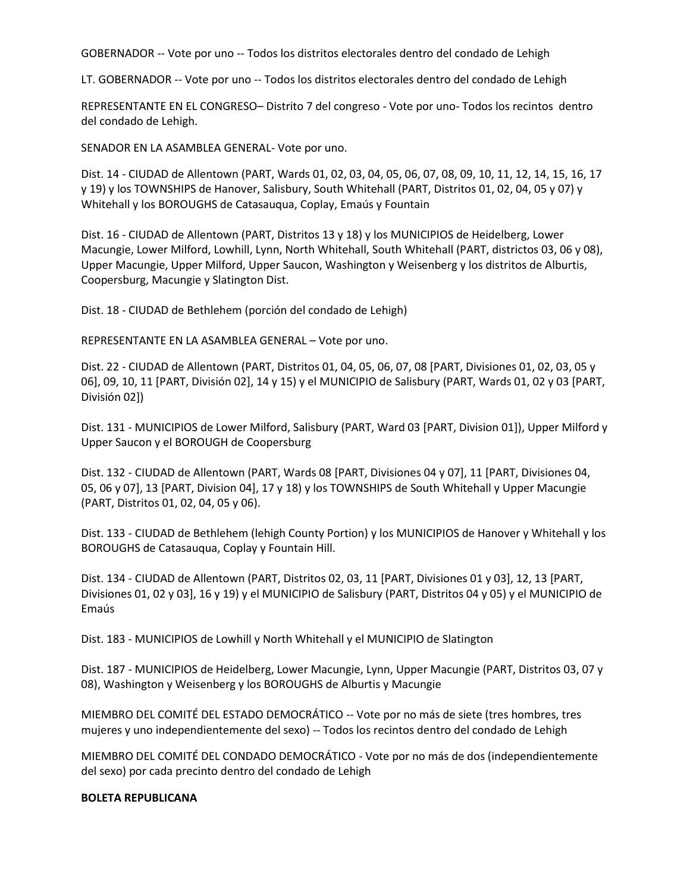GOBERNADOR -- Vote por uno -- Todos los distritos electorales dentro del condado de Lehigh

LT. GOBERNADOR -- Vote por uno -- Todos los distritos electorales dentro del condado de Lehigh

REPRESENTANTE EN EL CONGRESO– Distrito 7 del congreso - Vote por uno- Todos los recintos dentro del condado de Lehigh.

SENADOR EN LA ASAMBLEA GENERAL- Vote por uno.

Dist. 14 - CIUDAD de Allentown (PART, Wards 01, 02, 03, 04, 05, 06, 07, 08, 09, 10, 11, 12, 14, 15, 16, 17 y 19) y los TOWNSHIPS de Hanover, Salisbury, South Whitehall (PART, Distritos 01, 02, 04, 05 y 07) y Whitehall y los BOROUGHS de Catasauqua, Coplay, Emaús y Fountain

Dist. 16 - CIUDAD de Allentown (PART, Distritos 13 y 18) y los MUNICIPIOS de Heidelberg, Lower Macungie, Lower Milford, Lowhill, Lynn, North Whitehall, South Whitehall (PART, districtos 03, 06 y 08), Upper Macungie, Upper Milford, Upper Saucon, Washington y Weisenberg y los distritos de Alburtis, Coopersburg, Macungie y Slatington Dist.

Dist. 18 - CIUDAD de Bethlehem (porción del condado de Lehigh)

REPRESENTANTE EN LA ASAMBLEA GENERAL – Vote por uno.

Dist. 22 - CIUDAD de Allentown (PART, Distritos 01, 04, 05, 06, 07, 08 [PART, Divisiones 01, 02, 03, 05 y 06], 09, 10, 11 [PART, División 02], 14 y 15) y el MUNICIPIO de Salisbury (PART, Wards 01, 02 y 03 [PART, División 02])

Dist. 131 - MUNICIPIOS de Lower Milford, Salisbury (PART, Ward 03 [PART, Division 01]), Upper Milford y Upper Saucon y el BOROUGH de Coopersburg

Dist. 132 - CIUDAD de Allentown (PART, Wards 08 [PART, Divisiones 04 y 07], 11 [PART, Divisiones 04, 05, 06 y 07], 13 [PART, Division 04], 17 y 18) y los TOWNSHIPS de South Whitehall y Upper Macungie (PART, Distritos 01, 02, 04, 05 y 06).

Dist. 133 - CIUDAD de Bethlehem (lehigh County Portion) y los MUNICIPIOS de Hanover y Whitehall y los BOROUGHS de Catasauqua, Coplay y Fountain Hill.

Dist. 134 - CIUDAD de Allentown (PART, Distritos 02, 03, 11 [PART, Divisiones 01 y 03], 12, 13 [PART, Divisiones 01, 02 y 03], 16 y 19) y el MUNICIPIO de Salisbury (PART, Distritos 04 y 05) y el MUNICIPIO de Emaús

Dist. 183 - MUNICIPIOS de Lowhill y North Whitehall y el MUNICIPIO de Slatington

Dist. 187 - MUNICIPIOS de Heidelberg, Lower Macungie, Lynn, Upper Macungie (PART, Distritos 03, 07 y 08), Washington y Weisenberg y los BOROUGHS de Alburtis y Macungie

MIEMBRO DEL COMITÉ DEL ESTADO DEMOCRÁTICO -- Vote por no más de siete (tres hombres, tres mujeres y uno independientemente del sexo) -- Todos los recintos dentro del condado de Lehigh

MIEMBRO DEL COMITÉ DEL CONDADO DEMOCRÁTICO - Vote por no más de dos (independientemente del sexo) por cada precinto dentro del condado de Lehigh

**BOLETA REPUBLICANA**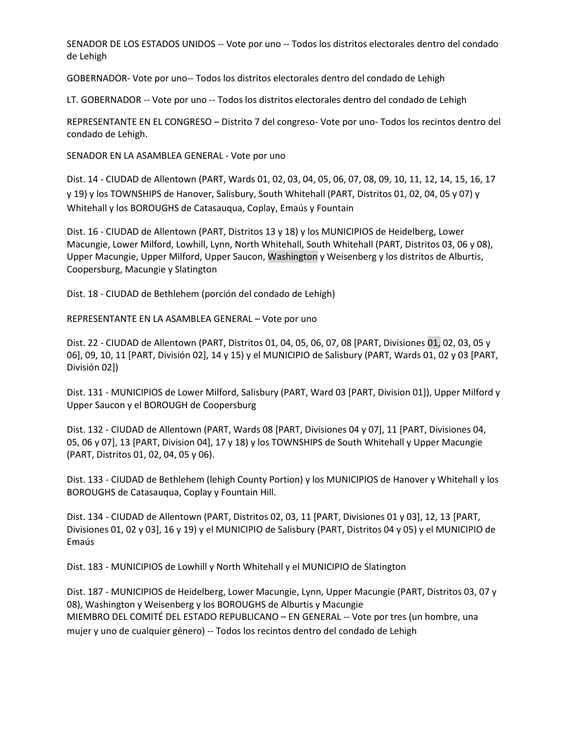SENADOR DE LOS ESTADOS UNIDOS -- Vote por uno -- Todos los distritos electorales dentro del condado de Lehigh

GOBERNADOR- Vote por uno-- Todos los distritos electorales dentro del condado de Lehigh

LT. GOBERNADOR -- Vote por uno -- Todos los distritos electorales dentro del condado de Lehigh

REPRESENTANTE EN EL CONGRESO – Distrito 7 del congreso- Vote por uno- Todos los recintos dentro del condado de Lehigh.

SENADOR EN LA ASAMBLEA GENERAL - Vote por uno

Dist. 14 - CIUDAD de Allentown (PART, Wards 01, 02, 03, 04, 05, 06, 07, 08, 09, 10, 11, 12, 14, 15, 16, 17 y 19) y los TOWNSHIPS de Hanover, Salisbury, South Whitehall (PART, Distritos 01, 02, 04, 05 y 07) y Whitehall y los BOROUGHS de Catasauqua, Coplay, Emaús y Fountain

Dist. 16 - CIUDAD de Allentown (PART, Distritos 13 y 18) y los MUNICIPIOS de Heidelberg, Lower Macungie, Lower Milford, Lowhill, Lynn, North Whitehall, South Whitehall (PART, Distritos 03, 06 y 08), Upper Macungie, Upper Milford, Upper Saucon, Washington y Weisenberg y los distritos de Alburtis, Coopersburg, Macungie y Slatington

Dist. 18 - CIUDAD de Bethlehem (porción del condado de Lehigh)

REPRESENTANTE EN LA ASAMBLEA GENERAL – Vote por uno

Dist. 22 - CIUDAD de Allentown (PART, Distritos 01, 04, 05, 06, 07, 08 [PART, Divisiones 01, 02, 03, 05 y 06], 09, 10, 11 [PART, División 02], 14 y 15) y el MUNICIPIO de Salisbury (PART, Wards 01, 02 y 03 [PART, División 02])

Dist. 131 - MUNICIPIOS de Lower Milford, Salisbury (PART, Ward 03 [PART, Division 01]), Upper Milford y Upper Saucon y el BOROUGH de Coopersburg

Dist. 132 - CIUDAD de Allentown (PART, Wards 08 [PART, Divisiones 04 y 07], 11 [PART, Divisiones 04, 05, 06 y 07], 13 [PART, Division 04], 17 y 18) y los TOWNSHIPS de South Whitehall y Upper Macungie (PART, Distritos 01, 02, 04, 05 y 06).

Dist. 133 - CIUDAD de Bethlehem (lehigh County Portion) y los MUNICIPIOS de Hanover y Whitehall y los BOROUGHS de Catasauqua, Coplay y Fountain Hill.

Dist. 134 - CIUDAD de Allentown (PART, Distritos 02, 03, 11 [PART, Divisiones 01 y 03], 12, 13 [PART, Divisiones 01, 02 y 03], 16 y 19) y el MUNICIPIO de Salisbury (PART, Distritos 04 y 05) y el MUNICIPIO de Emaús

Dist. 183 - MUNICIPIOS de Lowhill y North Whitehall y el MUNICIPIO de Slatington

Dist. 187 - MUNICIPIOS de Heidelberg, Lower Macungie, Lynn, Upper Macungie (PART, Distritos 03, 07 y 08), Washington y Weisenberg y los BOROUGHS de Alburtis y Macungie

MIEMBRO DEL COMITÉ DEL ESTADO REPUBLICANO – EN GENERAL -- Vote por tres (un hombre, una mujer y uno de cualquier género) -- Todos los recintos dentro del condado de Lehigh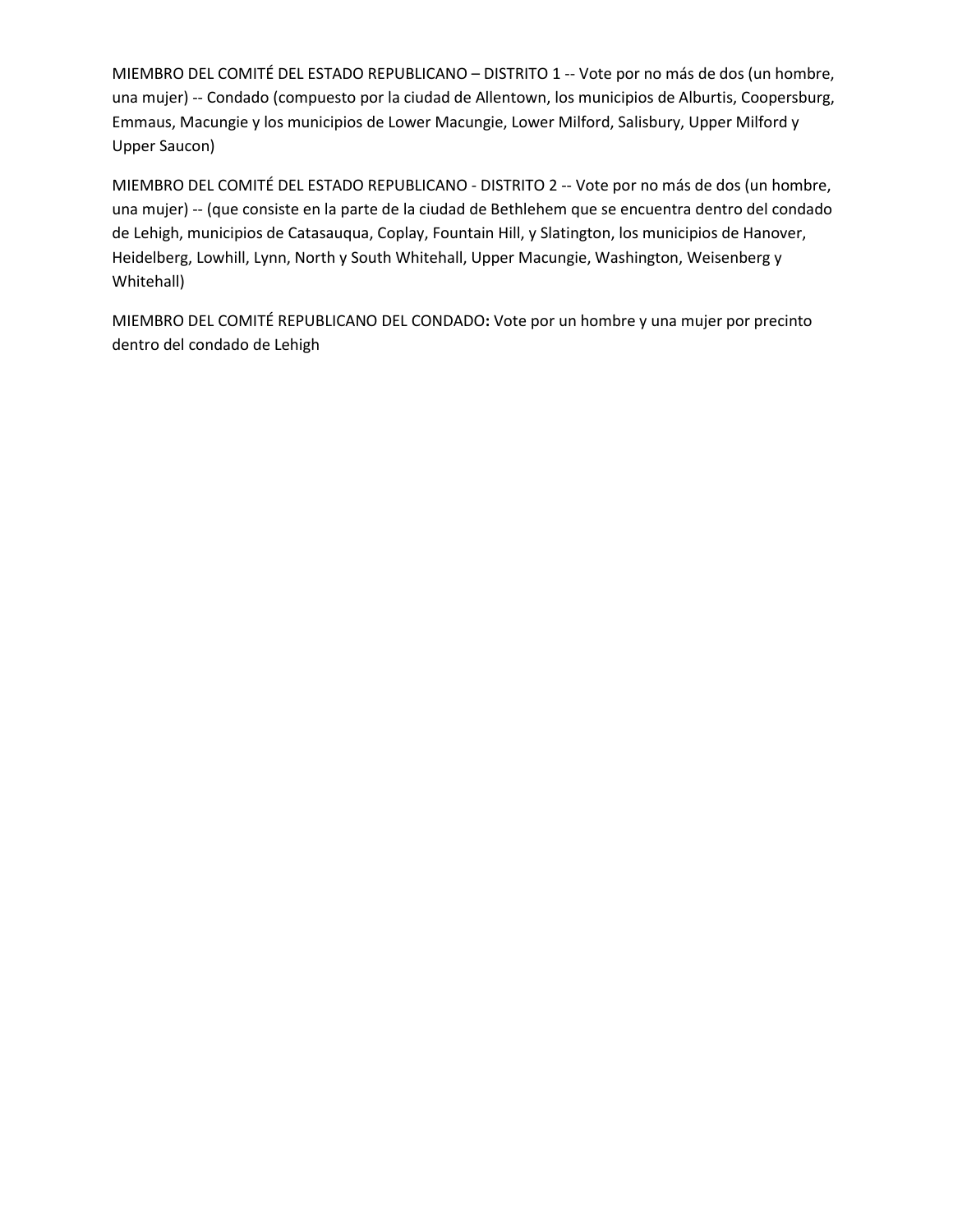MIEMBRO DEL COMITÉ DEL ESTADO REPUBLICANO – DISTRITO 1 -- Vote por no más de dos (un hombre, una mujer) -- Condado (compuesto por la ciudad de Allentown, los municipios de Alburtis, Coopersburg, Emmaus, Macungie y los municipios de Lower Macungie, Lower Milford, Salisbury, Upper Milford y Upper Saucon)

MIEMBRO DEL COMITÉ DEL ESTADO REPUBLICANO - DISTRITO 2 -- Vote por no más de dos (un hombre, una mujer) -- (que consiste en la parte de la ciudad de Bethlehem que se encuentra dentro del condado de Lehigh, municipios de Catasauqua, Coplay, Fountain Hill, y Slatington, los municipios de Hanover, Heidelberg, Lowhill, Lynn, North y South Whitehall, Upper Macungie, Washington, Weisenberg y Whitehall)

MIEMBRO DEL COMITÉ REPUBLICANO DEL CONDADO**:** Vote por un hombre y una mujer por precinto dentro del condado de Lehigh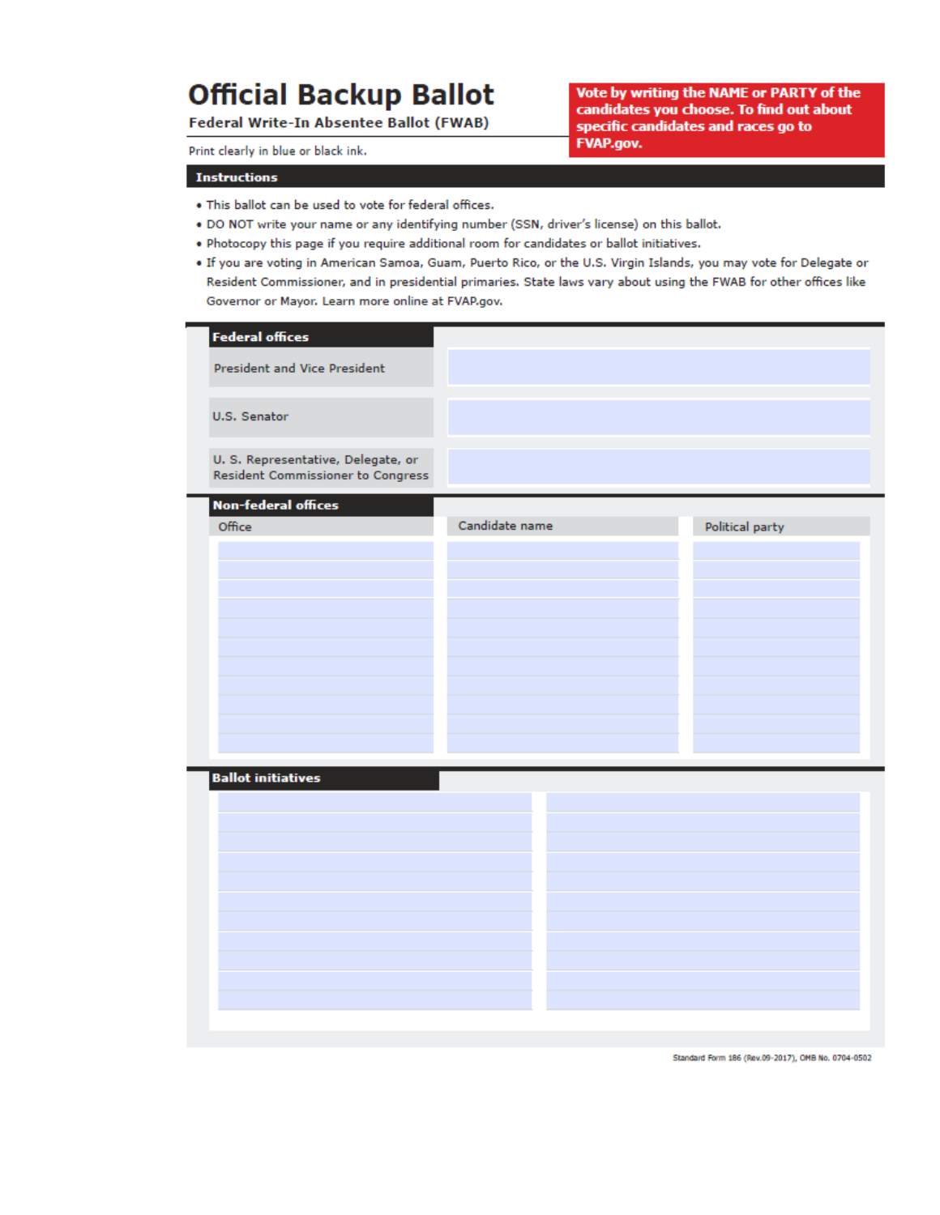# Official Backup Ballot

**Federal Write-In Absentee Ballot (FWAB)**

Print clearly in blue or black ink.

**Vote by writing the NAME or PARTY of the candidates you choose. To find out about specific candidates and races go to FVAP.gov.**

## Instructions

- This ballot can be used to vote for federal offices.
- DO NOT write your name or any identifying number (SSN, driver's license) on this ballot.
- Photocopy this page if you require additional room for candidates or ballot initiatives.
- If you are voting in American Samoa, Guam, Puerto Rico, or the U.S. Virgin Islands, you may vote for Delegate or Resident Commissioner, and in presidential primaries. State laws vary about using the FWAB for other offices like Governor or Mayor. Learn more online at FVAP.gov.

## Federal offices

| Office | |
|---|---|
| President and Vice President | |
| U.S. Senator | |
| U. S. Representative, Delegate, or Resident Commissioner to Congress | |

## Non-federal offices

| Office | Candidate name | Political party |
|---|---|---|
| | | |
| | | |
| | | |
| | | |
| | | |
| | | |
| | | |
| | | |
| | | |
| | | |
| | | |

## Ballot initiatives

| | |
|---|---|
| | |
| | |
| | |
| | |
| | |
| | |
| | |
| | |
| | |
| | |
| | |

Standard Form 186 (Rev.09-2017), OMB No. 0704-0502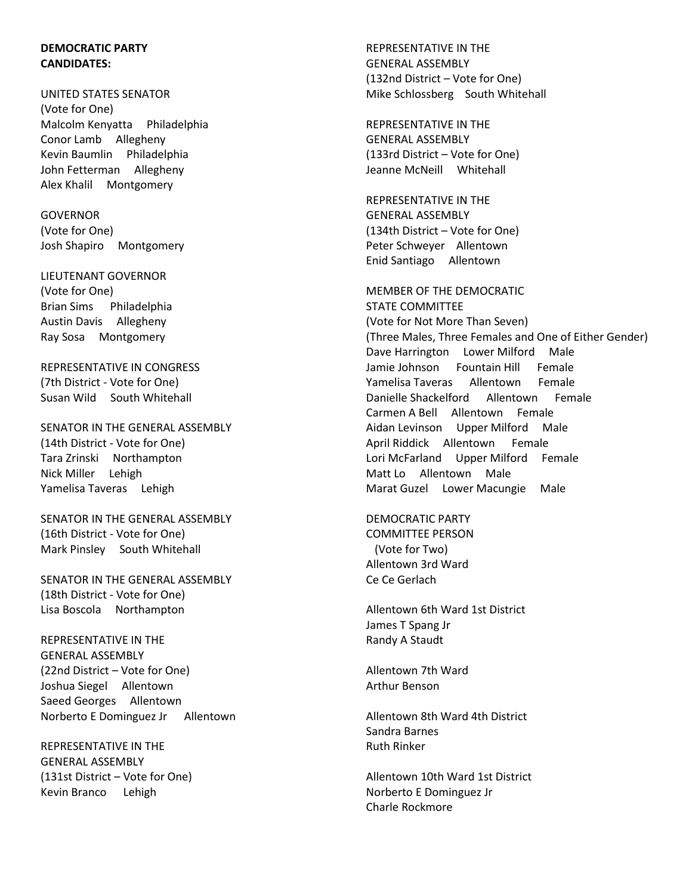**DEMOCRATIC PARTY CANDIDATES:**

UNITED STATES SENATOR
(Vote for One)
Malcolm Kenyatta Philadelphia
Conor Lamb Allegheny
Kevin Baumlin Philadelphia
John Fetterman Allegheny
Alex Khalil Montgomery

GOVERNOR
(Vote for One)
Josh Shapiro Montgomery

LIEUTENANT GOVERNOR
(Vote for One)
Brian Sims Philadelphia
Austin Davis Allegheny
Ray Sosa Montgomery

REPRESENTATIVE IN CONGRESS
(7th District - Vote for One)
Susan Wild South Whitehall

SENATOR IN THE GENERAL ASSEMBLY
(14th District - Vote for One)
Tara Zrinski Northampton
Nick Miller Lehigh
Yamelisa Taveras Lehigh

SENATOR IN THE GENERAL ASSEMBLY
(16th District - Vote for One)
Mark Pinsley South Whitehall

SENATOR IN THE GENERAL ASSEMBLY
(18th District - Vote for One)
Lisa Boscola Northampton

REPRESENTATIVE IN THE GENERAL ASSEMBLY
(22nd District – Vote for One)
Joshua Siegel Allentown
Saeed Georges Allentown
Norberto E Dominguez Jr Allentown

REPRESENTATIVE IN THE GENERAL ASSEMBLY
(131st District – Vote for One)
Kevin Branco Lehigh

REPRESENTATIVE IN THE GENERAL ASSEMBLY
(132nd District – Vote for One)
Mike Schlossberg South Whitehall

REPRESENTATIVE IN THE GENERAL ASSEMBLY
(133rd District – Vote for One)
Jeanne McNeill Whitehall

REPRESENTATIVE IN THE GENERAL ASSEMBLY
(134th District – Vote for One)
Peter Schweyer Allentown
Enid Santiago Allentown

MEMBER OF THE DEMOCRATIC STATE COMMITTEE
(Vote for Not More Than Seven)
(Three Males, Three Females and One of Either Gender)
Dave Harrington Lower Milford Male
Jamie Johnson Fountain Hill Female
Yamelisa Taveras Allentown Female
Danielle Shackelford Allentown Female
Carmen A Bell Allentown Female
Aidan Levinson Upper Milford Male
April Riddick Allentown Female
Lori McFarland Upper Milford Female
Matt Lo Allentown Male
Marat Guzel Lower Macungie Male

DEMOCRATIC PARTY COMMITTEE PERSON
(Vote for Two)
Allentown 3rd Ward
Ce Ce Gerlach

Allentown 6th Ward 1st District
James T Spang Jr
Randy A Staudt

Allentown 7th Ward
Arthur Benson

Allentown 8th Ward 4th District
Sandra Barnes
Ruth Rinker

Allentown 10th Ward 1st District
Norberto E Dominguez Jr
Charle Rockmore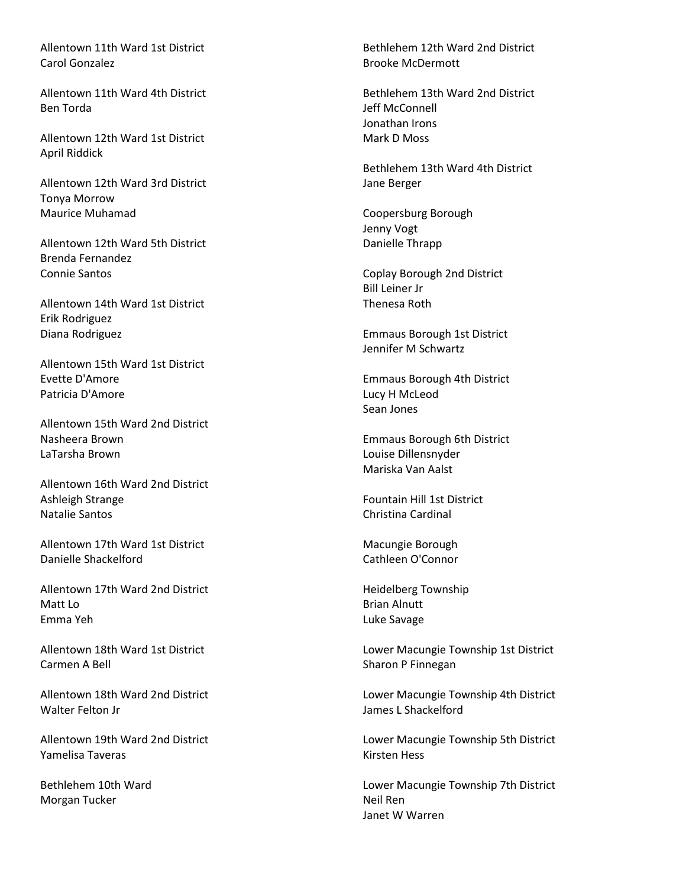Allentown 11th Ward 1st District
Carol Gonzalez

Allentown 11th Ward 4th District
Ben Torda

Allentown 12th Ward 1st District
April Riddick

Allentown 12th Ward 3rd District
Tonya Morrow
Maurice Muhamad

Allentown 12th Ward 5th District
Brenda Fernandez
Connie Santos

Allentown 14th Ward 1st District
Erik Rodriguez
Diana Rodriguez

Allentown 15th Ward 1st District
Evette D'Amore
Patricia D'Amore

Allentown 15th Ward 2nd District
Nasheera Brown
LaTarsha Brown

Allentown 16th Ward 2nd District
Ashleigh Strange
Natalie Santos

Allentown 17th Ward 1st District
Danielle Shackelford

Allentown 17th Ward 2nd District
Matt Lo
Emma Yeh

Allentown 18th Ward 1st District
Carmen A Bell

Allentown 18th Ward 2nd District
Walter Felton Jr

Allentown 19th Ward 2nd District
Yamelisa Taveras

Bethlehem 10th Ward
Morgan Tucker

Bethlehem 12th Ward 2nd District
Brooke McDermott

Bethlehem 13th Ward 2nd District
Jeff McConnell
Jonathan Irons
Mark D Moss

Bethlehem 13th Ward 4th District
Jane Berger

Coopersburg Borough
Jenny Vogt
Danielle Thrapp

Coplay Borough 2nd District
Bill Leiner Jr
Thenesa Roth

Emmaus Borough 1st District
Jennifer M Schwartz

Emmaus Borough 4th District
Lucy H McLeod
Sean Jones

Emmaus Borough 6th District
Louise Dillensnyder
Mariska Van Aalst

Fountain Hill 1st District
Christina Cardinal

Macungie Borough
Cathleen O'Connor

Heidelberg Township
Brian Alnutt
Luke Savage

Lower Macungie Township 1st District
Sharon P Finnegan

Lower Macungie Township 4th District
James L Shackelford

Lower Macungie Township 5th District
Kirsten Hess

Lower Macungie Township 7th District
Neil Ren
Janet W Warren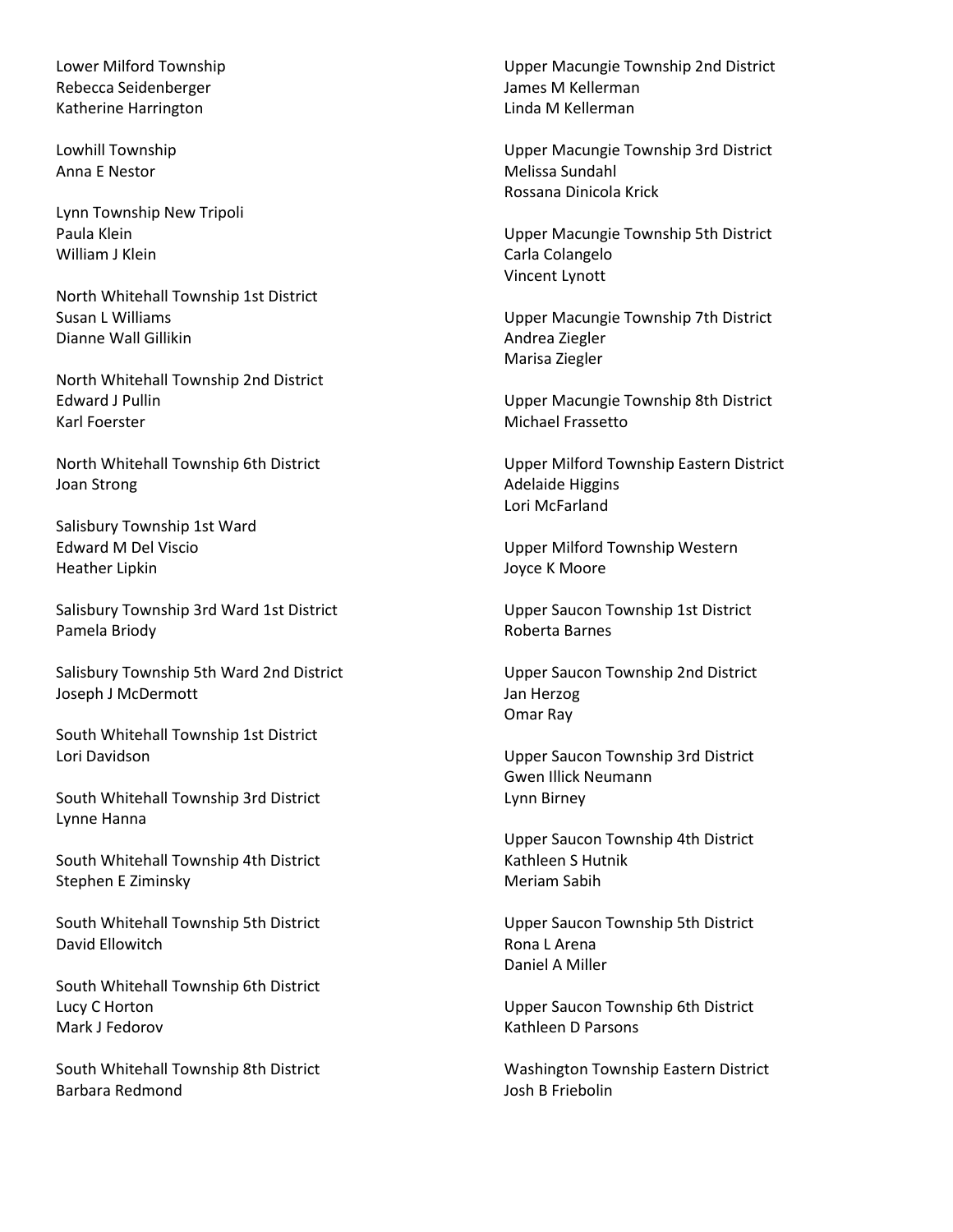Lower Milford Township
Rebecca Seidenberger
Katherine Harrington

Lowhill Township
Anna E Nestor

Lynn Township New Tripoli
Paula Klein
William J Klein

North Whitehall Township 1st District
Susan L Williams
Dianne Wall Gillikin

North Whitehall Township 2nd District
Edward J Pullin
Karl Foerster

North Whitehall Township 6th District
Joan Strong

Salisbury Township 1st Ward
Edward M Del Viscio
Heather Lipkin

Salisbury Township 3rd Ward 1st District
Pamela Briody

Salisbury Township 5th Ward 2nd District
Joseph J McDermott

South Whitehall Township 1st District
Lori Davidson

South Whitehall Township 3rd District
Lynne Hanna

South Whitehall Township 4th District
Stephen E Ziminsky

South Whitehall Township 5th District
David Ellowitch

South Whitehall Township 6th District
Lucy C Horton
Mark J Fedorov

South Whitehall Township 8th District
Barbara Redmond

Upper Macungie Township 2nd District
James M Kellerman
Linda M Kellerman

Upper Macungie Township 3rd District
Melissa Sundahl
Rossana Dinicola Krick

Upper Macungie Township 5th District
Carla Colangelo
Vincent Lynott

Upper Macungie Township 7th District
Andrea Ziegler
Marisa Ziegler

Upper Macungie Township 8th District
Michael Frassetto

Upper Milford Township Eastern District
Adelaide Higgins
Lori McFarland

Upper Milford Township Western
Joyce K Moore

Upper Saucon Township 1st District
Roberta Barnes

Upper Saucon Township 2nd District
Jan Herzog
Omar Ray

Upper Saucon Township 3rd District
Gwen Illick Neumann
Lynn Birney

Upper Saucon Township 4th District
Kathleen S Hutnik
Meriam Sabih

Upper Saucon Township 5th District
Rona L Arena
Daniel A Miller

Upper Saucon Township 6th District
Kathleen D Parsons

Washington Township Eastern District
Josh B Friebolin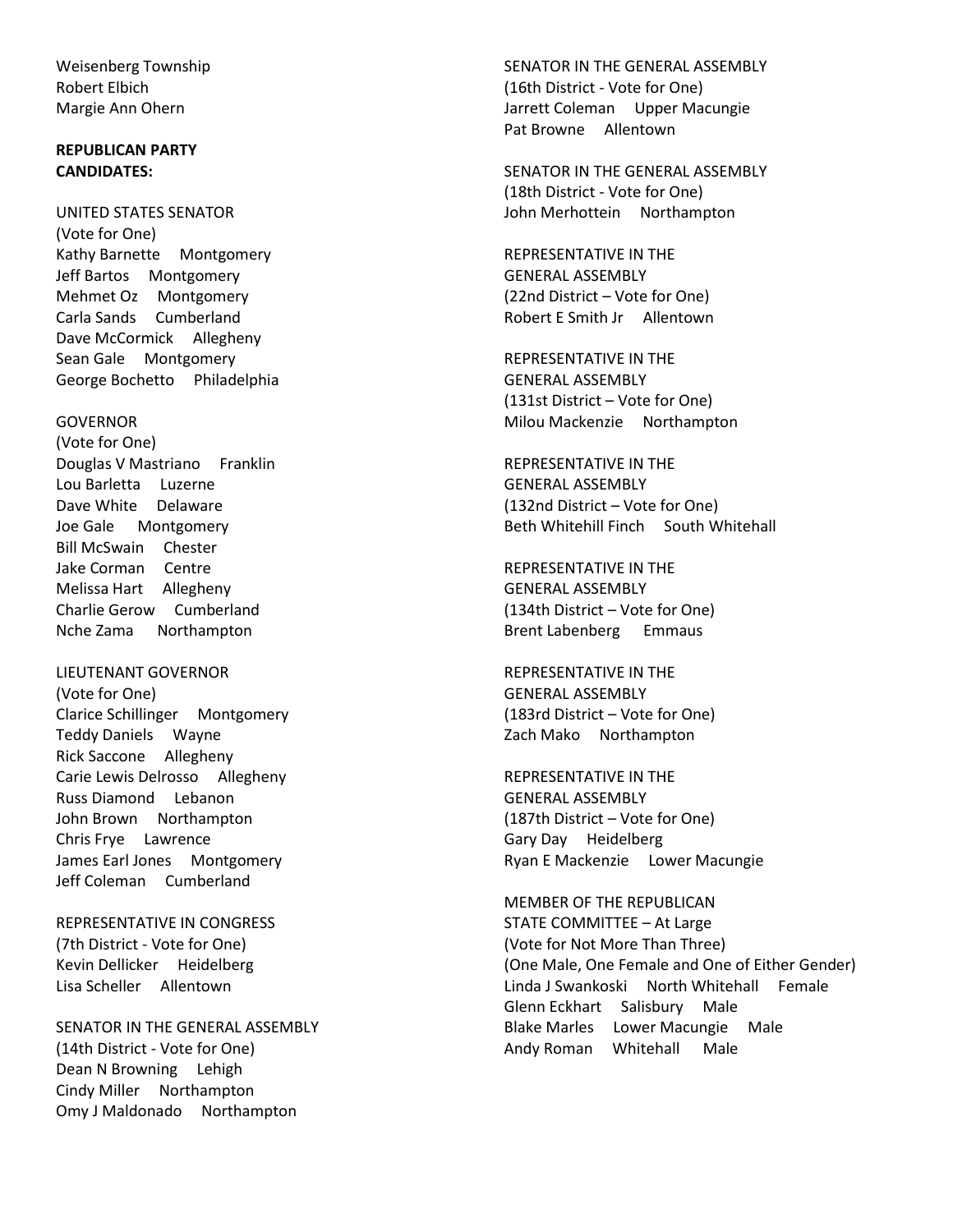Weisenberg Township
Robert Elbich
Margie Ann Ohern

**REPUBLICAN PARTY CANDIDATES:**

UNITED STATES SENATOR
(Vote for One)
Kathy Barnette Montgomery
Jeff Bartos Montgomery
Mehmet Oz Montgomery
Carla Sands Cumberland
Dave McCormick Allegheny
Sean Gale Montgomery
George Bochetto Philadelphia

GOVERNOR
(Vote for One)
Douglas V Mastriano Franklin
Lou Barletta Luzerne
Dave White Delaware
Joe Gale Montgomery
Bill McSwain Chester
Jake Corman Centre
Melissa Hart Allegheny
Charlie Gerow Cumberland
Nche Zama Northampton

LIEUTENANT GOVERNOR
(Vote for One)
Clarice Schillinger Montgomery
Teddy Daniels Wayne
Rick Saccone Allegheny
Carie Lewis Delrosso Allegheny
Russ Diamond Lebanon
John Brown Northampton
Chris Frye Lawrence
James Earl Jones Montgomery
Jeff Coleman Cumberland

REPRESENTATIVE IN CONGRESS
(7th District - Vote for One)
Kevin Dellicker Heidelberg
Lisa Scheller Allentown

SENATOR IN THE GENERAL ASSEMBLY
(14th District - Vote for One)
Dean N Browning Lehigh
Cindy Miller Northampton
Omy J Maldonado Northampton

SENATOR IN THE GENERAL ASSEMBLY
(16th District - Vote for One)
Jarrett Coleman Upper Macungie
Pat Browne Allentown

SENATOR IN THE GENERAL ASSEMBLY
(18th District - Vote for One)
John Merhottein Northampton

REPRESENTATIVE IN THE GENERAL ASSEMBLY
(22nd District – Vote for One)
Robert E Smith Jr Allentown

REPRESENTATIVE IN THE GENERAL ASSEMBLY
(131st District – Vote for One)
Milou Mackenzie Northampton

REPRESENTATIVE IN THE GENERAL ASSEMBLY
(132nd District – Vote for One)
Beth Whitehill Finch South Whitehall

REPRESENTATIVE IN THE GENERAL ASSEMBLY
(134th District – Vote for One)
Brent Labenberg Emmaus

REPRESENTATIVE IN THE GENERAL ASSEMBLY
(183rd District – Vote for One)
Zach Mako Northampton

REPRESENTATIVE IN THE GENERAL ASSEMBLY
(187th District – Vote for One)
Gary Day Heidelberg
Ryan E Mackenzie Lower Macungie

MEMBER OF THE REPUBLICAN STATE COMMITTEE – At Large
(Vote for Not More Than Three)
(One Male, One Female and One of Either Gender)
Linda J Swankoski North Whitehall Female
Glenn Eckhart Salisbury Male
Blake Marles Lower Macungie Male
Andy Roman Whitehall Male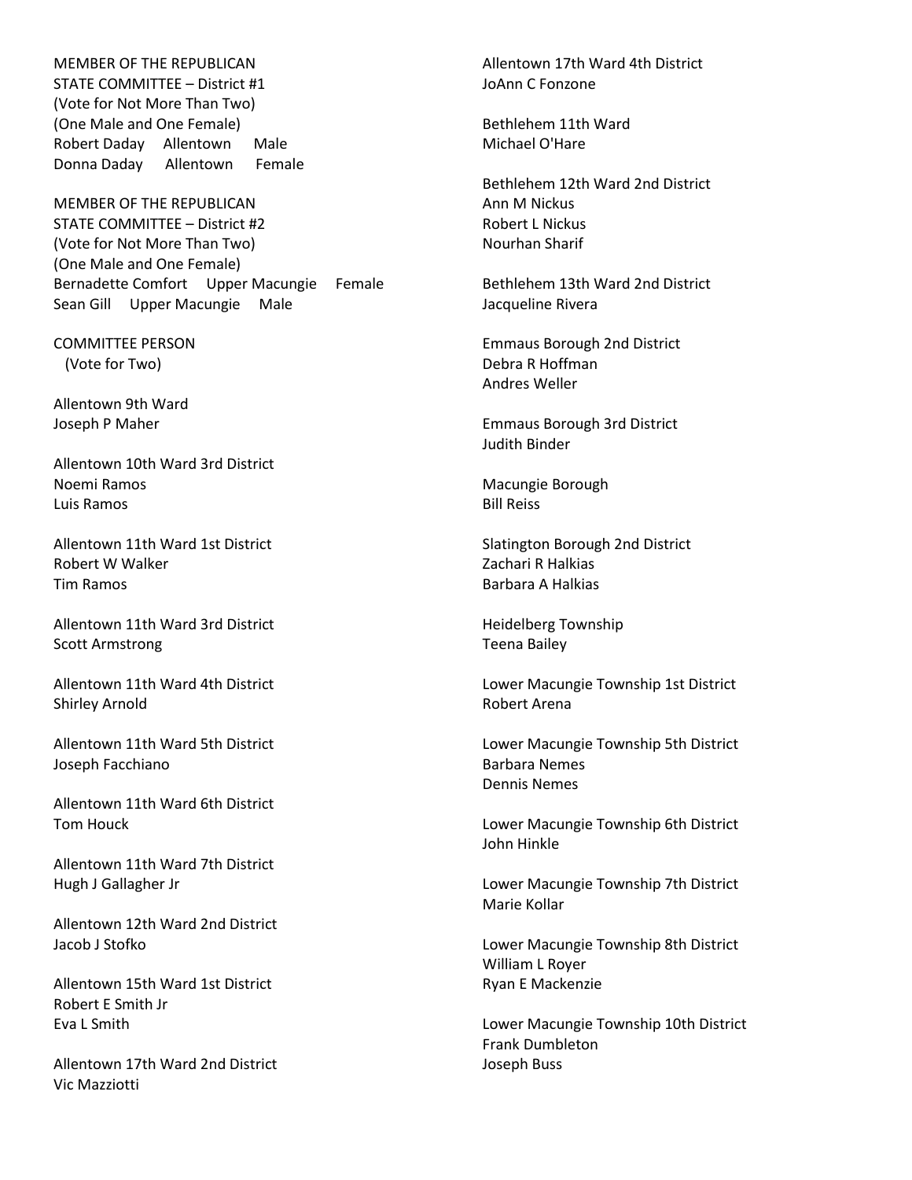MEMBER OF THE REPUBLICAN
STATE COMMITTEE – District #1
(Vote for Not More Than Two)
(One Male and One Female)
Robert Daday Allentown Male
Donna Daday Allentown Female

MEMBER OF THE REPUBLICAN
STATE COMMITTEE – District #2
(Vote for Not More Than Two)
(One Male and One Female)
Bernadette Comfort Upper Macungie Female
Sean Gill Upper Macungie Male

COMMITTEE PERSON
(Vote for Two)

Allentown 9th Ward
Joseph P Maher

Allentown 10th Ward 3rd District
Noemi Ramos
Luis Ramos

Allentown 11th Ward 1st District
Robert W Walker
Tim Ramos

Allentown 11th Ward 3rd District
Scott Armstrong

Allentown 11th Ward 4th District
Shirley Arnold

Allentown 11th Ward 5th District
Joseph Facchiano

Allentown 11th Ward 6th District
Tom Houck

Allentown 11th Ward 7th District
Hugh J Gallagher Jr

Allentown 12th Ward 2nd District
Jacob J Stofko

Allentown 15th Ward 1st District
Robert E Smith Jr
Eva L Smith

Allentown 17th Ward 2nd District
Vic Mazziotti

Allentown 17th Ward 4th District
JoAnn C Fonzone

Bethlehem 11th Ward
Michael O'Hare

Bethlehem 12th Ward 2nd District
Ann M Nickus
Robert L Nickus
Nourhan Sharif

Bethlehem 13th Ward 2nd District
Jacqueline Rivera

Emmaus Borough 2nd District
Debra R Hoffman
Andres Weller

Emmaus Borough 3rd District
Judith Binder

Macungie Borough
Bill Reiss

Slatington Borough 2nd District
Zachari R Halkias
Barbara A Halkias

Heidelberg Township
Teena Bailey

Lower Macungie Township 1st District
Robert Arena

Lower Macungie Township 5th District
Barbara Nemes
Dennis Nemes

Lower Macungie Township 6th District
John Hinkle

Lower Macungie Township 7th District
Marie Kollar

Lower Macungie Township 8th District
William L Royer
Ryan E Mackenzie

Lower Macungie Township 10th District
Frank Dumbleton
Joseph Buss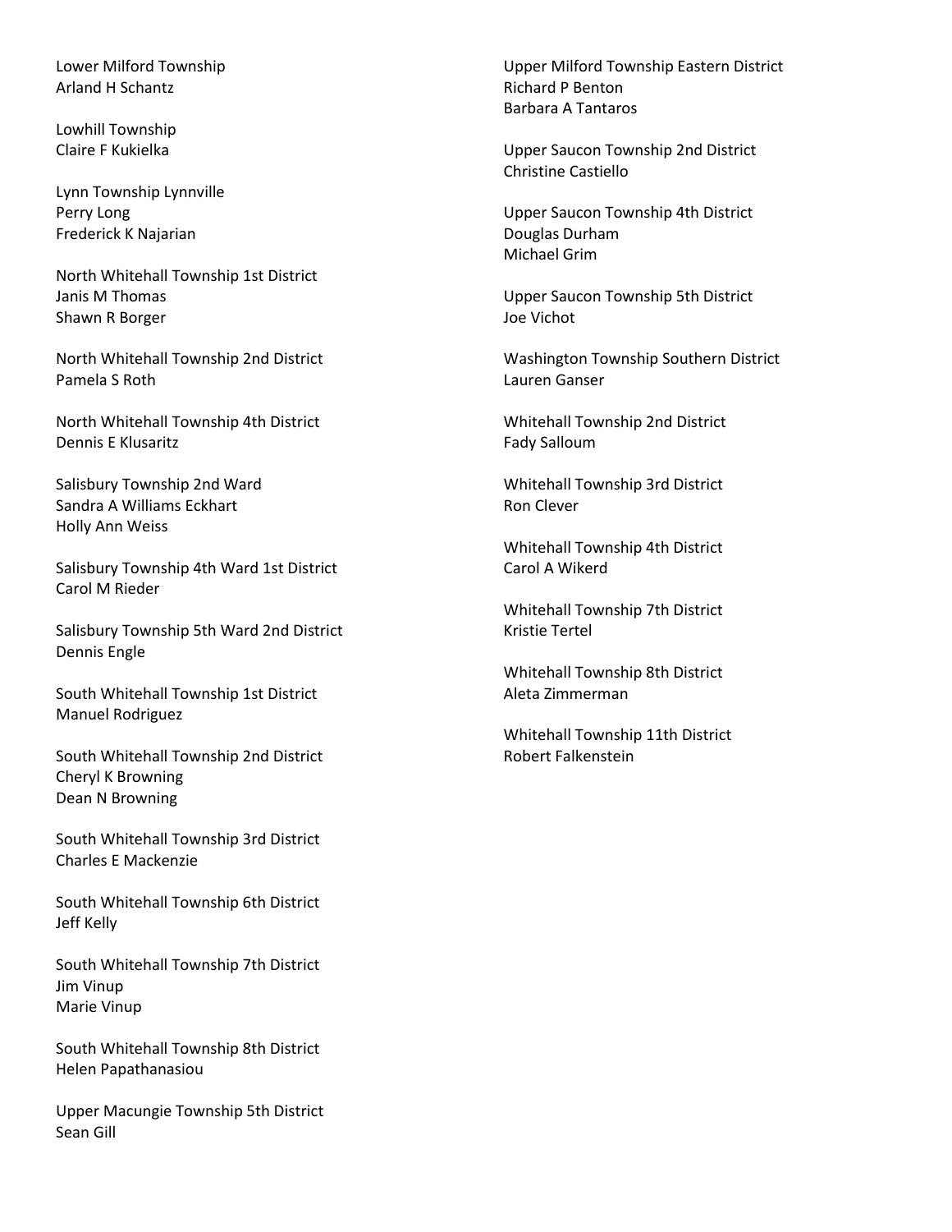Lower Milford Township
Arland H Schantz

Lowhill Township
Claire F Kukielka

Lynn Township Lynnville
Perry Long
Frederick K Najarian

North Whitehall Township 1st District
Janis M Thomas
Shawn R Borger

North Whitehall Township 2nd District
Pamela S Roth

North Whitehall Township 4th District
Dennis E Klusaritz

Salisbury Township 2nd Ward
Sandra A Williams Eckhart
Holly Ann Weiss

Salisbury Township 4th Ward 1st District
Carol M Rieder

Salisbury Township 5th Ward 2nd District
Dennis Engle

South Whitehall Township 1st District
Manuel Rodriguez

South Whitehall Township 2nd District
Cheryl K Browning
Dean N Browning

South Whitehall Township 3rd District
Charles E Mackenzie

South Whitehall Township 6th District
Jeff Kelly

South Whitehall Township 7th District
Jim Vinup
Marie Vinup

South Whitehall Township 8th District
Helen Papathanasiou

Upper Macungie Township 5th District
Sean Gill

Upper Milford Township Eastern District
Richard P Benton
Barbara A Tantaros

Upper Saucon Township 2nd District
Christine Castiello

Upper Saucon Township 4th District
Douglas Durham
Michael Grim

Upper Saucon Township 5th District
Joe Vichot

Washington Township Southern District
Lauren Ganser

Whitehall Township 2nd District
Fady Salloum

Whitehall Township 3rd District
Ron Clever

Whitehall Township 4th District
Carol A Wikerd

Whitehall Township 7th District
Kristie Tertel

Whitehall Township 8th District
Aleta Zimmerman

Whitehall Township 11th District
Robert Falkenstein